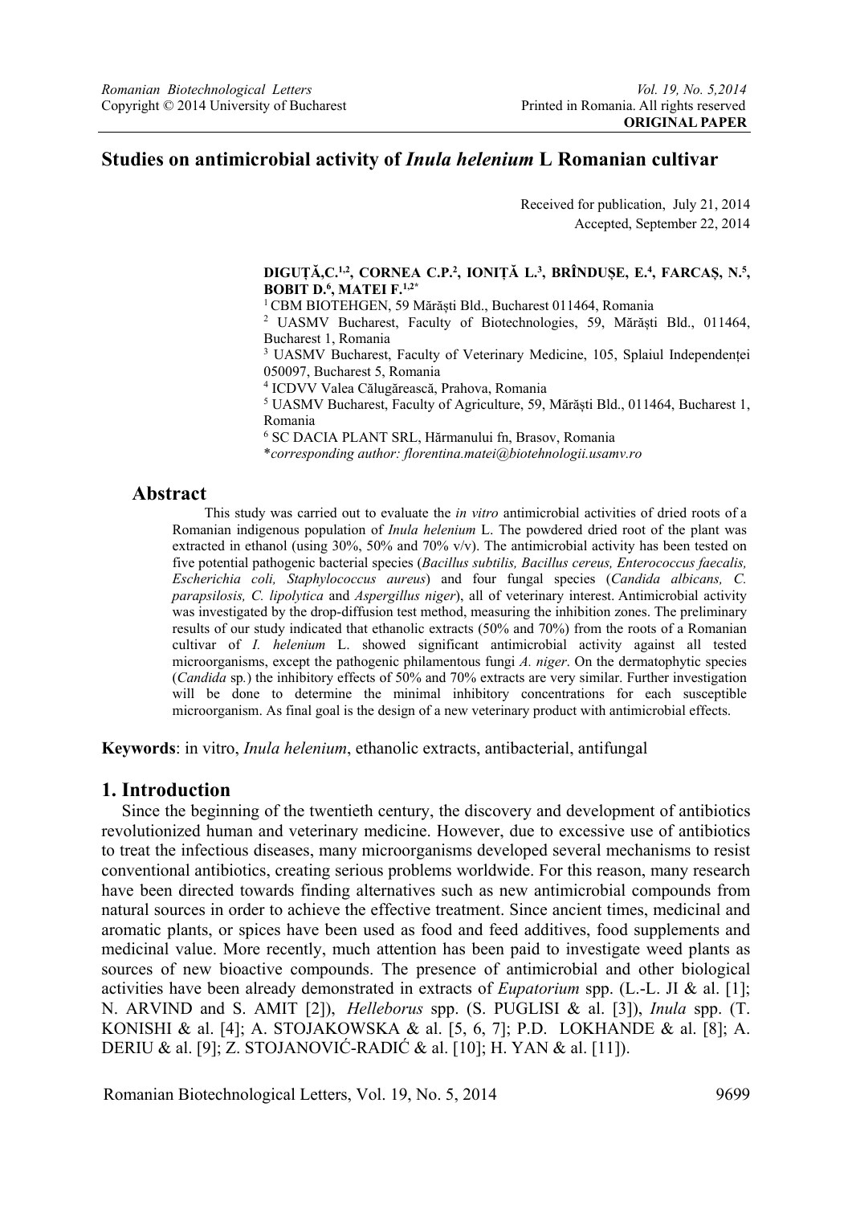**ORIGINAL PAPER**

# Studies on antimicrobial activity of *Inula helenium* L Romanian cultivar

Received for publication, July 21, 2014
Accepted, September 22, 2014

**DIGUȚĂ,C.[1,2], CORNEA C.P.[2], IONIȚĂ L.[3], BRÎNDUȘE, E.[4], FARCAȘ, N.[5], BOBIT D.[6], MATEI F.[1,2*]**

[1] CBM BIOTEHGEN, 59 Mărăști Bld., Bucharest 011464, Romania
[2] UASMV Bucharest, Faculty of Biotechnologies, 59, Mărăști Bld., 011464, Bucharest 1, Romania
[3] UASMV Bucharest, Faculty of Veterinary Medicine, 105, Splaiul Independenței 050097, Bucharest 5, Romania
[4] ICDVV Valea Călugărească, Prahova, Romania
[5] UASMV Bucharest, Faculty of Agriculture, 59, Mărăști Bld., 011464, Bucharest 1, Romania
[6] SC DACIA PLANT SRL, Hărmanului fn, Brasov, Romania
**corresponding author: florentina.matei@biotehnologii.usamv.ro*

## Abstract

This study was carried out to evaluate the *in vitro* antimicrobial activities of dried roots of a Romanian indigenous population of *Inula helenium* L. The powdered dried root of the plant was extracted in ethanol (using 30%, 50% and 70% v/v). The antimicrobial activity has been tested on five potential pathogenic bacterial species (*Bacillus subtilis, Bacillus cereus, Enterococcus faecalis, Escherichia coli, Staphylococcus aureus*) and four fungal species (*Candida albicans, C. parapsilosis, C. lipolytica* and *Aspergillus niger*), all of veterinary interest. Antimicrobial activity was investigated by the drop-diffusion test method, measuring the inhibition zones. The preliminary results of our study indicated that ethanolic extracts (50% and 70%) from the roots of a Romanian cultivar of *I. helenium* L. showed significant antimicrobial activity against all tested microorganisms, except the pathogenic philamentous fungi *A. niger*. On the dermatophytic species (*Candida* sp.) the inhibitory effects of 50% and 70% extracts are very similar. Further investigation will be done to determine the minimal inhibitory concentrations for each susceptible microorganism. As final goal is the design of a new veterinary product with antimicrobial effects.

**Keywords**: in vitro, *Inula helenium*, ethanolic extracts, antibacterial, antifungal

## 1. Introduction

Since the beginning of the twentieth century, the discovery and development of antibiotics revolutionized human and veterinary medicine. However, due to excessive use of antibiotics to treat the infectious diseases, many microorganisms developed several mechanisms to resist conventional antibiotics, creating serious problems worldwide. For this reason, many research have been directed towards finding alternatives such as new antimicrobial compounds from natural sources in order to achieve the effective treatment. Since ancient times, medicinal and aromatic plants, or spices have been used as food and feed additives, food supplements and medicinal value. More recently, much attention has been paid to investigate weed plants as sources of new bioactive compounds. The presence of antimicrobial and other biological activities have been already demonstrated in extracts of *Eupatorium* spp. (L.-L. JI & al. [1]; N. ARVIND and S. AMIT [2]), *Helleborus* spp. (S. PUGLISI & al. [3]), *Inula* spp. (T. KONISHI & al. [4]; A. STOJAKOWSKA & al. [5, 6, 7]; P.D. LOKHANDE & al. [8]; A. DERIU & al. [9]; Z. STOJANOVIĆ-RADIĆ & al. [10]; H. YAN & al. [11]).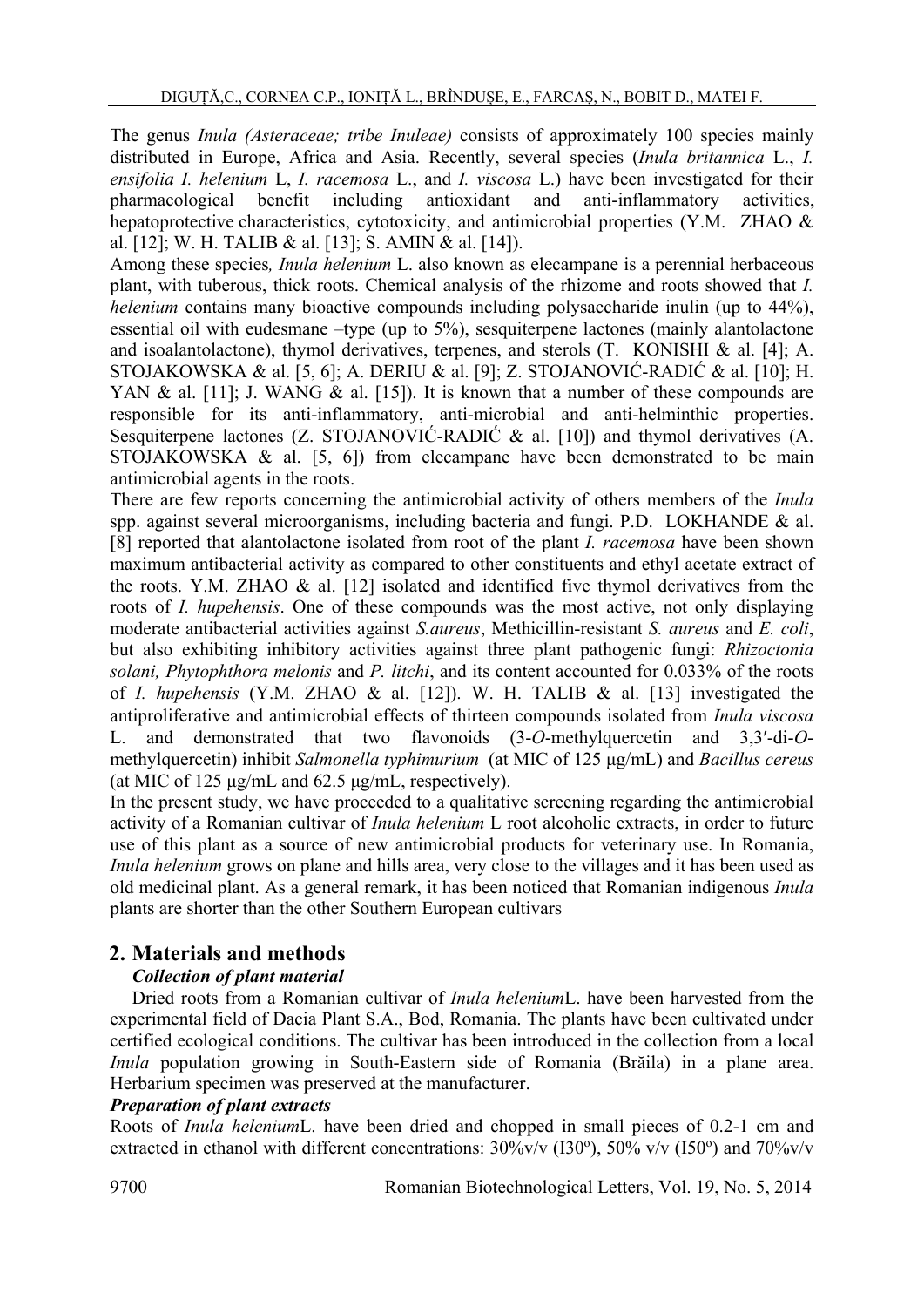The genus *Inula (Asteraceae; tribe Inuleae)* consists of approximately 100 species mainly distributed in Europe, Africa and Asia. Recently, several species (*Inula britannica* L., *I. ensifolia I. helenium* L, *I. racemosa* L., and *I. viscosa* L.) have been investigated for their pharmacological benefit including antioxidant and anti-inflammatory activities, hepatoprotective characteristics, cytotoxicity, and antimicrobial properties (Y.M. ZHAO & al. [12]; W. H. TALIB & al. [13]; S. AMIN & al. [14]).

Among these species*, Inula helenium* L. also known as elecampane is a perennial herbaceous plant, with tuberous, thick roots. Chemical analysis of the rhizome and roots showed that *I. helenium* contains many bioactive compounds including polysaccharide inulin (up to 44%), essential oil with eudesmane –type (up to 5%), sesquiterpene lactones (mainly alantolactone and isoalantolactone), thymol derivatives, terpenes, and sterols (T. KONISHI & al. [4]; A. STOJAKOWSKA & al. [5, 6]; A. DERIU & al. [9]; Z. STOJANOVIĆ-RADIĆ & al. [10]; H. YAN & al. [11]; J. WANG & al. [15]). It is known that a number of these compounds are responsible for its anti-inflammatory, anti-microbial and anti-helminthic properties. Sesquiterpene lactones (Z. STOJANOVIĆ-RADIĆ & al. [10]) and thymol derivatives (A. STOJAKOWSKA & al. [5, 6]) from elecampane have been demonstrated to be main antimicrobial agents in the roots.

There are few reports concerning the antimicrobial activity of others members of the *Inula* spp. against several microorganisms, including bacteria and fungi. P.D. LOKHANDE & al. [8] reported that alantolactone isolated from root of the plant *I. racemosa* have been shown maximum antibacterial activity as compared to other constituents and ethyl acetate extract of the roots. Y.M. ZHAO & al. [12] isolated and identified five thymol derivatives from the roots of *I. hupehensis*. One of these compounds was the most active, not only displaying moderate antibacterial activities against *S.aureus*, Methicillin-resistant *S. aureus* and *E. coli*, but also exhibiting inhibitory activities against three plant pathogenic fungi: *Rhizoctonia solani, Phytophthora melonis* and *P. litchi*, and its content accounted for 0.033% of the roots of *I. hupehensis* (Y.M. ZHAO & al. [12]). W. H. TALIB & al. [13] investigated the antiproliferative and antimicrobial effects of thirteen compounds isolated from *Inula viscosa* L. and demonstrated that two flavonoids (3-*O*-methylquercetin and 3,3′-di-*O*-methylquercetin) inhibit *Salmonella typhimurium* (at MIC of 125 μg/mL) and *Bacillus cereus* (at MIC of 125 μg/mL and 62.5 μg/mL, respectively).

In the present study, we have proceeded to a qualitative screening regarding the antimicrobial activity of a Romanian cultivar of *Inula helenium* L root alcoholic extracts, in order to future use of this plant as a source of new antimicrobial products for veterinary use. In Romania, *Inula helenium* grows on plane and hills area, very close to the villages and it has been used as old medicinal plant. As a general remark, it has been noticed that Romanian indigenous *Inula* plants are shorter than the other Southern European cultivars

## 2. Materials and methods

***Collection of plant material***

Dried roots from a Romanian cultivar of *Inula helenium*L. have been harvested from the experimental field of Dacia Plant S.A., Bod, Romania. The plants have been cultivated under certified ecological conditions. The cultivar has been introduced in the collection from a local *Inula* population growing in South-Eastern side of Romania (Brăila) in a plane area. Herbarium specimen was preserved at the manufacturer.

***Preparation of plant extracts***

Roots of *Inula helenium*L. have been dried and chopped in small pieces of 0.2-1 cm and extracted in ethanol with different concentrations: 30%v/v (I30º), 50% v/v (I50º) and 70%v/v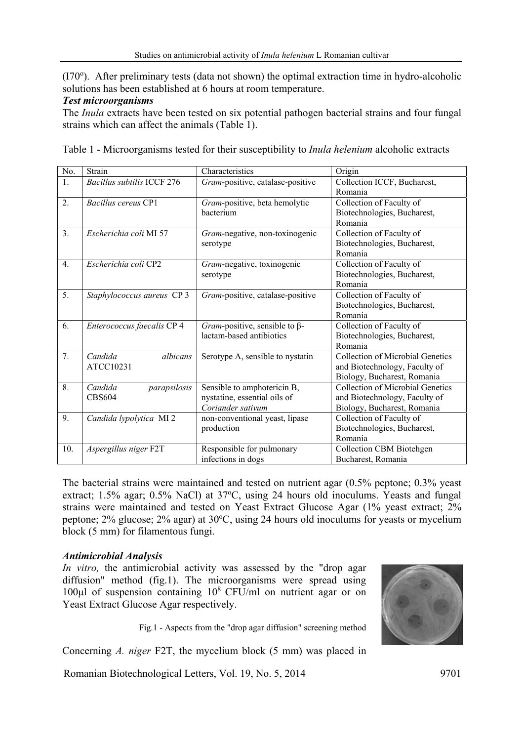(I70°). After preliminary tests (data not shown) the optimal extraction time in hydro-alcoholic solutions has been established at 6 hours at room temperature.

***Test microorganisms***

The *Inula* extracts have been tested on six potential pathogen bacterial strains and four fungal strains which can affect the animals (Table 1).

Table 1 - Microorganisms tested for their susceptibility to *Inula helenium* alcoholic extracts

| No. | Strain | Characteristics | Origin |
|---|---|---|---|
| 1. | *Bacillus subtilis* ICCF 276 | *Gram*-positive, catalase-positive | Collection ICCF, Bucharest, Romania |
| 2. | *Bacillus cereus* CP1 | *Gram*-positive, beta hemolytic bacterium | Collection of Faculty of Biotechnologies, Bucharest, Romania |
| 3. | *Escherichia coli* MI 57 | *Gram*-negative, non-toxinogenic serotype | Collection of Faculty of Biotechnologies, Bucharest, Romania |
| 4. | *Escherichia coli* CP2 | *Gram*-negative, toxinogenic serotype | Collection of Faculty of Biotechnologies, Bucharest, Romania |
| 5. | *Staphylococcus aureus* CP 3 | *Gram*-positive, catalase-positive | Collection of Faculty of Biotechnologies, Bucharest, Romania |
| 6. | *Enterococcus faecalis* CP 4 | *Gram*-positive, sensible to β-lactam-based antibiotics | Collection of Faculty of Biotechnologies, Bucharest, Romania |
| 7. | *Candida albicans* ATCC10231 | Serotype A, sensible to nystatin | Collection of Microbial Genetics and Biotechnology, Faculty of Biology, Bucharest, Romania |
| 8. | *Candida parapsilosis* CBS604 | Sensible to amphotericin B, nystatine, essential oils of *Coriander sativum* | Collection of Microbial Genetics and Biotechnology, Faculty of Biology, Bucharest, Romania |
| 9. | *Candida lypolytica* MI 2 | non-conventional yeast, lipase production | Collection of Faculty of Biotechnologies, Bucharest, Romania |
| 10. | *Aspergillus niger* F2T | Responsible for pulmonary infections in dogs | Collection CBM Biotehgen Bucharest, Romania |

The bacterial strains were maintained and tested on nutrient agar (0.5% peptone; 0.3% yeast extract; 1.5% agar; 0.5% NaCl) at 37ºC, using 24 hours old inoculums. Yeasts and fungal strains were maintained and tested on Yeast Extract Glucose Agar (1% yeast extract; 2% peptone; 2% glucose; 2% agar) at 30ºC, using 24 hours old inoculums for yeasts or mycelium block (5 mm) for filamentous fungi.

***Antimicrobial Analysis***

*In vitro,* the antimicrobial activity was assessed by the "drop agar diffusion" method (fig.1). The microorganisms were spread using 100µl of suspension containing $10^8$ CFU/ml on nutrient agar or on Yeast Extract Glucose Agar respectively.

Fig.1 - Aspects from the "drop agar diffusion" screening method

Concerning *A. niger* F2T, the mycelium block (5 mm) was placed in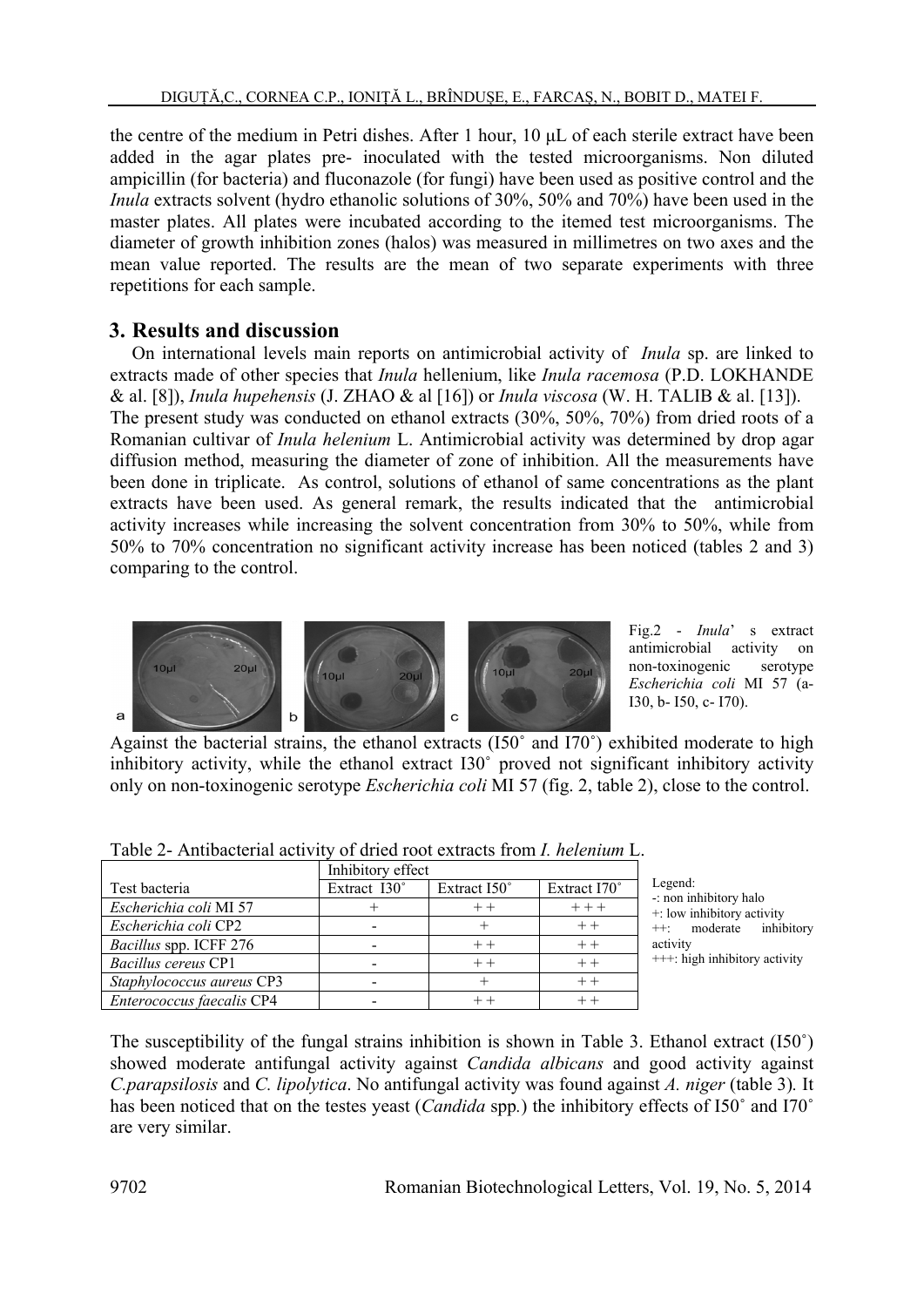the centre of the medium in Petri dishes. After 1 hour, 10 µL of each sterile extract have been added in the agar plates pre- inoculated with the tested microorganisms. Non diluted ampicillin (for bacteria) and fluconazole (for fungi) have been used as positive control and the *Inula* extracts solvent (hydro ethanolic solutions of 30%, 50% and 70%) have been used in the master plates. All plates were incubated according to the itemed test microorganisms. The diameter of growth inhibition zones (halos) was measured in millimetres on two axes and the mean value reported. The results are the mean of two separate experiments with three repetitions for each sample.

## 3. Results and discussion

On international levels main reports on antimicrobial activity of *Inula* sp. are linked to extracts made of other species that *Inula* hellenium, like *Inula racemosa* (P.D. LOKHANDE & al. [8]), *Inula hupehensis* (J. ZHAO & al [16]) or *Inula viscosa* (W. H. TALIB & al. [13]).
The present study was conducted on ethanol extracts (30%, 50%, 70%) from dried roots of a Romanian cultivar of *Inula helenium* L. Antimicrobial activity was determined by drop agar diffusion method, measuring the diameter of zone of inhibition. All the measurements have been done in triplicate. As control, solutions of ethanol of same concentrations as the plant extracts have been used. As general remark, the results indicated that the antimicrobial activity increases while increasing the solvent concentration from 30% to 50%, while from 50% to 70% concentration no significant activity increase has been noticed (tables 2 and 3) comparing to the control.

Fig.2 - *Inula*' s extract antimicrobial activity on non-toxinogenic serotype *Escherichia coli* MI 57 (a- I30, b- I50, c- I70).

Against the bacterial strains, the ethanol extracts (I50˚ and I70˚) exhibited moderate to high inhibitory activity, while the ethanol extract I30˚ proved not significant inhibitory activity only on non-toxinogenic serotype *Escherichia coli* MI 57 (fig. 2, table 2), close to the control.

Table 2- Antibacterial activity of dried root extracts from *I. helenium* L.

| Test bacteria | Inhibitory effect Extract I30˚ | Extract I50˚ | Extract I70˚ |
|---|---|---|---|
| *Escherichia coli* MI 57 | + | + + | + + + |
| *Escherichia coli* CP2 | - | + | + + |
| *Bacillus* spp. ICFF 276 | - | + + | + + |
| *Bacillus cereus* CP1 | - | + + | + + |
| *Staphylococcus aureus* CP3 | - | + | + + |
| *Enterococcus faecalis* CP4 | - | + + | + + |

Legend:
-: non inhibitory halo
+: low inhibitory activity
++: moderate inhibitory activity
+++: high inhibitory activity

The susceptibility of the fungal strains inhibition is shown in Table 3. Ethanol extract (I50˚) showed moderate antifungal activity against *Candida albicans* and good activity against *C.parapsilosis* and *C. lipolytica*. No antifungal activity was found against *A. niger* (table 3). It has been noticed that on the testes yeast (*Candida* spp.) the inhibitory effects of I50˚ and I70˚ are very similar.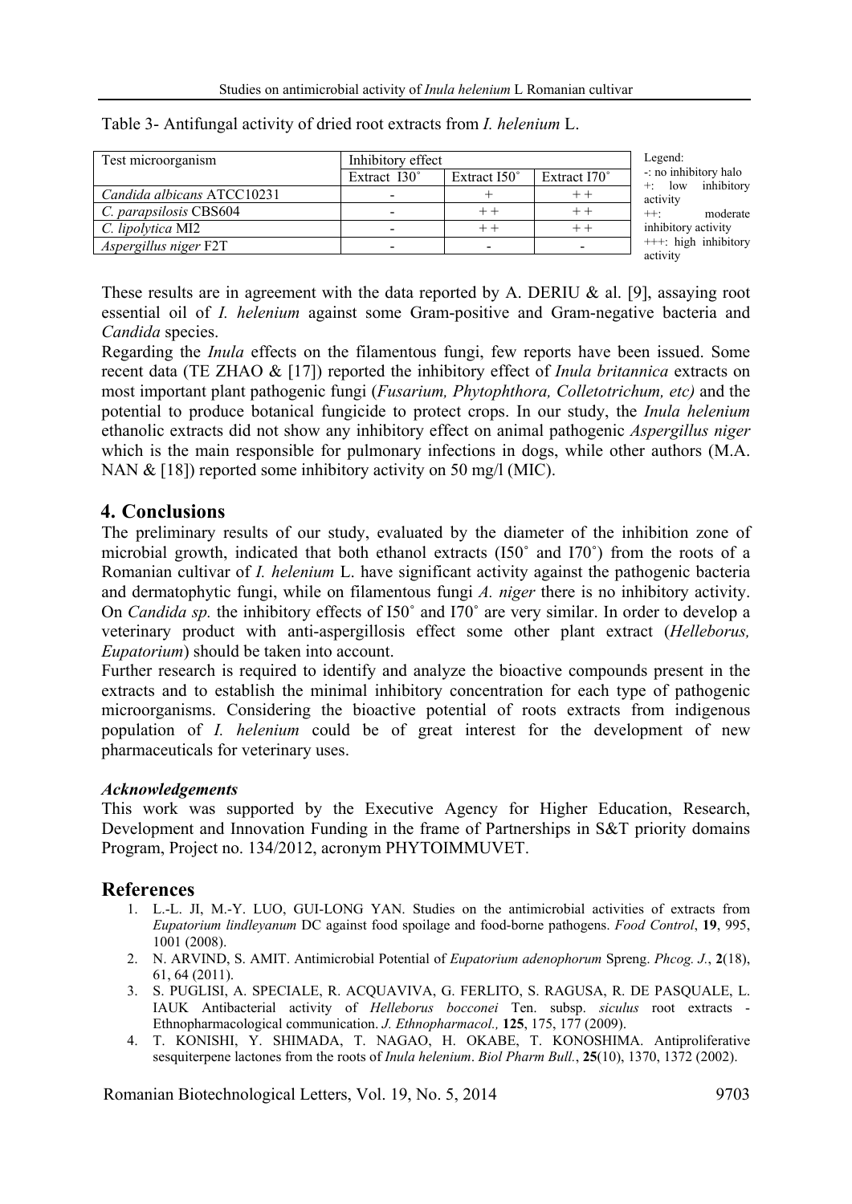Table 3- Antifungal activity of dried root extracts from *I. helenium* L.

| Test microorganism | Inhibitory effect | | |
|---|---|---|---|
| | Extract I30˚ | Extract I50˚ | Extract I70˚ |
| *Candida albicans* ATCC10231 | - | + | + + |
| *C. parapsilosis* CBS604 | - | + + | + + |
| *C. lipolytica* MI2 | - | + + | + + |
| *Aspergillus niger* F2T | - | - | - |

Legend:
-: no inhibitory halo
+: low inhibitory activity
++: moderate inhibitory activity
+++: high inhibitory activity

These results are in agreement with the data reported by A. DERIU & al. [9], assaying root essential oil of *I. helenium* against some Gram-positive and Gram-negative bacteria and *Candida* species.

Regarding the *Inula* effects on the filamentous fungi, few reports have been issued. Some recent data (TE ZHAO & [17]) reported the inhibitory effect of *Inula britannica* extracts on most important plant pathogenic fungi (*Fusarium, Phytophthora, Colletotrichum, etc)* and the potential to produce botanical fungicide to protect crops. In our study, the *Inula helenium* ethanolic extracts did not show any inhibitory effect on animal pathogenic *Aspergillus niger* which is the main responsible for pulmonary infections in dogs, while other authors (M.A. NAN & [18]) reported some inhibitory activity on 50 mg/l (MIC).

## 4. Conclusions

The preliminary results of our study, evaluated by the diameter of the inhibition zone of microbial growth, indicated that both ethanol extracts (I50˚ and I70˚) from the roots of a Romanian cultivar of *I. helenium* L. have significant activity against the pathogenic bacteria and dermatophytic fungi, while on filamentous fungi *A. niger* there is no inhibitory activity. On *Candida sp.* the inhibitory effects of I50˚ and I70˚ are very similar. In order to develop a veterinary product with anti-aspergillosis effect some other plant extract (*Helleborus, Eupatorium*) should be taken into account.

Further research is required to identify and analyze the bioactive compounds present in the extracts and to establish the minimal inhibitory concentration for each type of pathogenic microorganisms. Considering the bioactive potential of roots extracts from indigenous population of *I. helenium* could be of great interest for the development of new pharmaceuticals for veterinary uses.

### *Acknowledgements*

This work was supported by the Executive Agency for Higher Education, Research, Development and Innovation Funding in the frame of Partnerships in S&T priority domains Program, Project no. 134/2012, acronym PHYTOIMMUVET.

## References

1. L.-L. JI, M.-Y. LUO, GUI-LONG YAN. Studies on the antimicrobial activities of extracts from *Eupatorium lindleyanum* DC against food spoilage and food-borne pathogens. *Food Control*, **19**, 995, 1001 (2008).
2. N. ARVIND, S. AMIT. Antimicrobial Potential of *Eupatorium adenophorum* Spreng. *Phcog. J.*, **2**(18), 61, 64 (2011).
3. S. PUGLISI, A. SPECIALE, R. ACQUAVIVA, G. FERLITO, S. RAGUSA, R. DE PASQUALE, L. IAUK Antibacterial activity of *Helleborus bocconei* Ten. subsp. *siculus* root extracts - Ethnopharmacological communication. *J. Ethnopharmacol.,* **125**, 175, 177 (2009).
4. T. KONISHI, Y. SHIMADA, T. NAGAO, H. OKABE, T. KONOSHIMA. Antiproliferative sesquiterpene lactones from the roots of *Inula helenium*. *Biol Pharm Bull.*, **25**(10), 1370, 1372 (2002).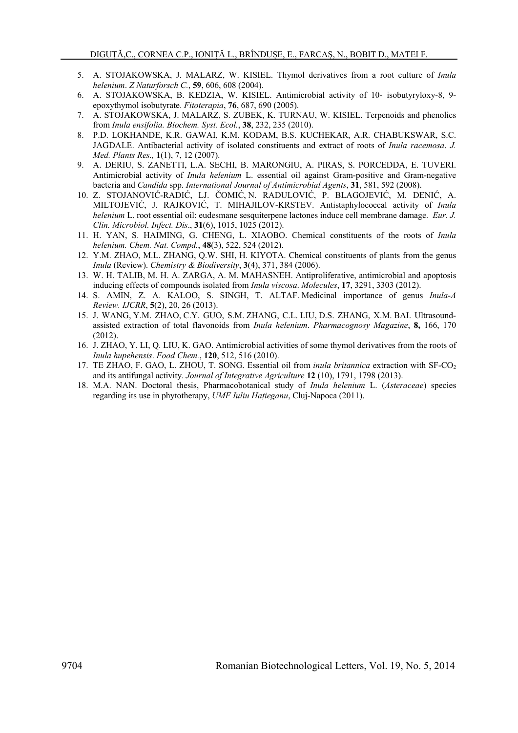5. A. STOJAKOWSKA, J. MALARZ, W. KISIEL. Thymol derivatives from a root culture of *Inula helenium*. *Z Naturforsch C.*, **59**, 606, 608 (2004).
6. A. STOJAKOWSKA, B. KEDZIA, W. KISIEL. Antimicrobial activity of 10- isobutyryloxy-8, 9-epoxythymol isobutyrate. *Fitoterapia*, **76**, 687, 690 (2005).
7. A. STOJAKOWSKA, J. MALARZ, S. ZUBEK, K. TURNAU, W. KISIEL. Terpenoids and phenolics from *Inula ensifolia. Biochem. Syst. Ecol.*, **38**, 232, 235 (2010).
8. P.D. LOKHANDE, K.R. GAWAI, K.M. KODAM, B.S. KUCHEKAR, A.R. CHABUKSWAR, S.C. JAGDALE. Antibacterial activity of isolated constituents and extract of roots of *Inula racemosa*. *J. Med. Plants Res.,* **1**(1), 7, 12 (2007).
9. A. DERIU, S. ZANETTI, L.A. SECHI, B. MARONGIU, A. PIRAS, S. PORCEDDA, E. TUVERI. Antimicrobial activity of *Inula helenium* L. essential oil against Gram-positive and Gram-negative bacteria and *Candida* spp. *International Journal of Antimicrobial Agents*, **31**, 581, 592 (2008).
10. Z. STOJANOVIĆ-RADIĆ, LJ. ČOMIĆ, N. RADULOVIĆ, P. BLAGOJEVIĆ, M. DENIĆ, A. MILTOJEVIĆ, J. RAJKOVIĆ, T. MIHAJILOV-KRSTEV. Antistaphylococcal activity of *Inula helenium* L. root essential oil: eudesmane sesquiterpene lactones induce cell membrane damage. *Eur. J. Clin. Microbiol. Infect. Dis*., **31**(6), 1015, 1025 (2012).
11. H. YAN, S. HAIMING, G. CHENG, L. XIAOBO. Chemical constituents of the roots of *Inula helenium. Chem. Nat. Compd.*, **48**(3), 522, 524 (2012).
12. Y.M. ZHAO, M.L. ZHANG, Q.W. SHI, H. KIYOTA. Chemical constituents of plants from the genus *Inula* (Review). *Chemistry & Biodiversity*, **3**(4), 371, 384 (2006).
13. W. H. TALIB, M. H. A. ZARGA, A. M. MAHASNEH. Antiproliferative, antimicrobial and apoptosis inducing effects of compounds isolated from *Inula viscosa*. *Molecules*, **17**, 3291, 3303 (2012).
14. S. AMIN, Z. A. KALOO, S. SINGH, T. ALTAF. Medicinal importance of genus *Inula-A Review. IJCRR*, **5**(2), 20, 26 (2013).
15. J. WANG, Y.M. ZHAO, C.Y. GUO, S.M. ZHANG, C.L. LIU, D.S. ZHANG, X.M. BAI. Ultrasound-assisted extraction of total flavonoids from *Inula helenium*. *Pharmacognosy Magazine*, **8,** 166, 170 (2012).
16. J. ZHAO, Y. LI, Q. LIU, K. GAO. Antimicrobial activities of some thymol derivatives from the roots of *Inula hupehensis*. *Food Chem.*, **120**, 512, 516 (2010).
17. TE ZHAO, F. GAO, L. ZHOU, T. SONG. Essential oil from *inula britannica* extraction with SF-$CO_2$ and its antifungal activity. *Journal of Integrative Agriculture* **12** (10), 1791, 1798 (2013).
18. M.A. NAN. Doctoral thesis, Pharmacobotanical study of *Inula helenium* L. (*Asteraceae*) species regarding its use in phytotherapy, *UMF Iuliu Hațieganu*, Cluj-Napoca (2011).